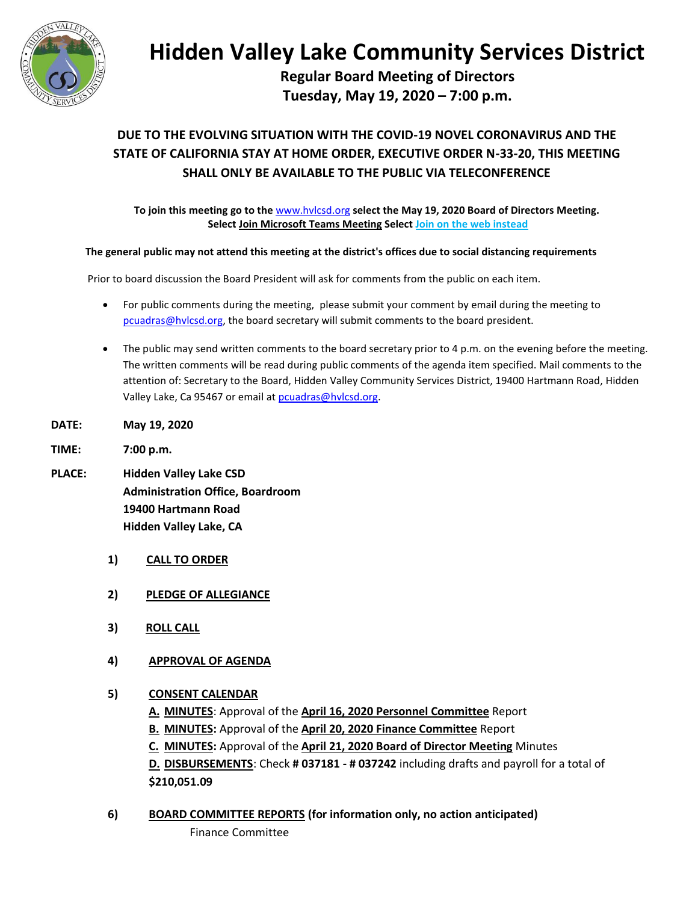# Hidden Valley Lake Community Services District

## Regular Board Meeting of Directors
## Tuesday, May 19, 2020 – 7:00 p.m.

**DUE TO THE EVOLVING SITUATION WITH THE COVID-19 NOVEL CORONAVIRUS AND THE STATE OF CALIFORNIA STAY AT HOME ORDER, EXECUTIVE ORDER N-33-20, THIS MEETING SHALL ONLY BE AVAILABLE TO THE PUBLIC VIA TELECONFERENCE**

**To join this meeting go to the www.hvlcsd.org select the May 19, 2020 Board of Directors Meeting. Select Join Microsoft Teams Meeting Select Join on the web instead**

**The general public may not attend this meeting at the district's offices due to social distancing requirements**

Prior to board discussion the Board President will ask for comments from the public on each item.

- For public comments during the meeting, please submit your comment by email during the meeting to pcuadras@hvlcsd.org, the board secretary will submit comments to the board president.
- The public may send written comments to the board secretary prior to 4 p.m. on the evening before the meeting. The written comments will be read during public comments of the agenda item specified. Mail comments to the attention of: Secretary to the Board, Hidden Valley Community Services District, 19400 Hartmann Road, Hidden Valley Lake, Ca 95467 or email at pcuadras@hvlcsd.org.

**DATE:** **May 19, 2020**

**TIME:** **7:00 p.m.**

**PLACE:** **Hidden Valley Lake CSD**
**Administration Office, Boardroom**
**19400 Hartmann Road**
**Hidden Valley Lake, CA**

1) **CALL TO ORDER**

2) **PLEDGE OF ALLEGIANCE**

3) **ROLL CALL**

4) **APPROVAL OF AGENDA**

5) **CONSENT CALENDAR**
   **A. MINUTES**: Approval of the **April 16, 2020 Personnel Committee** Report
   **B. MINUTES:** Approval of the **April 20, 2020 Finance Committee** Report
   **C. MINUTES:** Approval of the **April 21, 2020 Board of Director Meeting** Minutes
   **D. DISBURSEMENTS**: Check **# 037181 - # 037242** including drafts and payroll for a total of **$210,051.09**

6) **BOARD COMMITTEE REPORTS (for information only, no action anticipated)**
   Finance Committee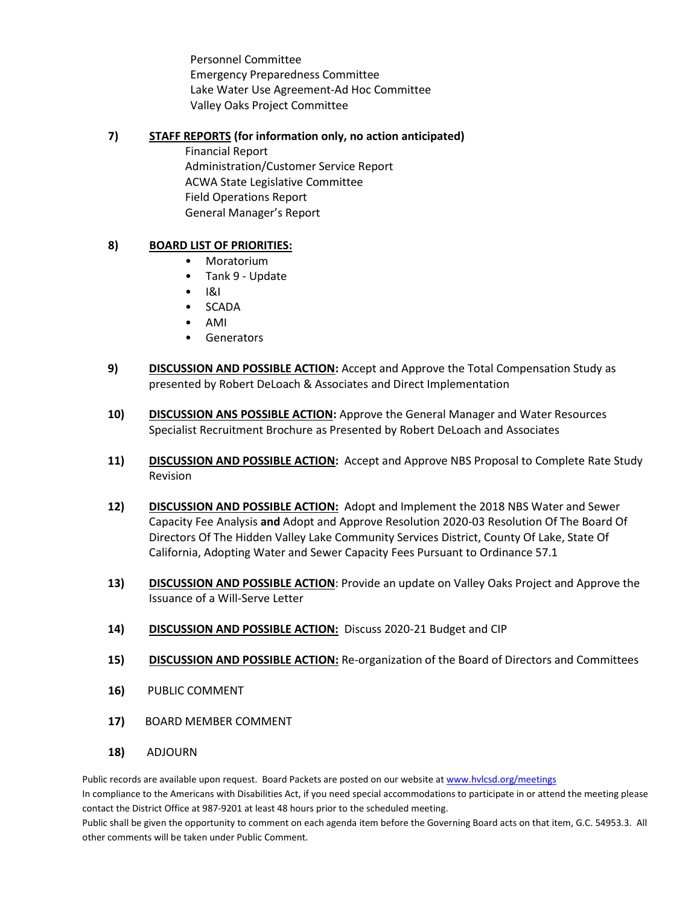Personnel Committee
Emergency Preparedness Committee
Lake Water Use Agreement-Ad Hoc Committee
Valley Oaks Project Committee

**7)** **STAFF REPORTS (for information only, no action anticipated)**

Financial Report
Administration/Customer Service Report
ACWA State Legislative Committee
Field Operations Report
General Manager's Report

**8)** **BOARD LIST OF PRIORITIES:**

- Moratorium
- Tank 9 - Update
- I&I
- SCADA
- AMI
- Generators

**9)** **DISCUSSION AND POSSIBLE ACTION:** Accept and Approve the Total Compensation Study as presented by Robert DeLoach & Associates and Direct Implementation

**10)** **DISCUSSION ANS POSSIBLE ACTION:** Approve the General Manager and Water Resources Specialist Recruitment Brochure as Presented by Robert DeLoach and Associates

**11)** **DISCUSSION AND POSSIBLE ACTION:** Accept and Approve NBS Proposal to Complete Rate Study Revision

**12)** **DISCUSSION AND POSSIBLE ACTION:** Adopt and Implement the 2018 NBS Water and Sewer Capacity Fee Analysis **and** Adopt and Approve Resolution 2020-03 Resolution Of The Board Of Directors Of The Hidden Valley Lake Community Services District, County Of Lake, State Of California, Adopting Water and Sewer Capacity Fees Pursuant to Ordinance 57.1

**13)** **DISCUSSION AND POSSIBLE ACTION**: Provide an update on Valley Oaks Project and Approve the Issuance of a Will-Serve Letter

**14)** **DISCUSSION AND POSSIBLE ACTION:** Discuss 2020-21 Budget and CIP

**15)** **DISCUSSION AND POSSIBLE ACTION:** Re-organization of the Board of Directors and Committees

**16)** PUBLIC COMMENT

**17)** BOARD MEMBER COMMENT

**18)** ADJOURN

Public records are available upon request. Board Packets are posted on our website at www.hvlcsd.org/meetings
In compliance to the Americans with Disabilities Act, if you need special accommodations to participate in or attend the meeting please contact the District Office at 987-9201 at least 48 hours prior to the scheduled meeting.
Public shall be given the opportunity to comment on each agenda item before the Governing Board acts on that item, G.C. 54953.3. All other comments will be taken under Public Comment.